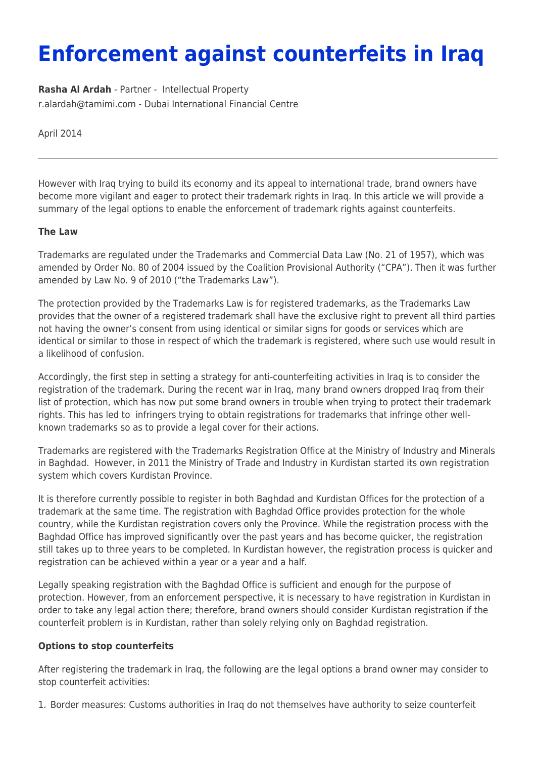# Enforcement against counterfeits in Iraq

**Rasha Al Ardah** - Partner - Intellectual Property
r.alardah@tamimi.com - Dubai International Financial Centre

April 2014

---

However with Iraq trying to build its economy and its appeal to international trade, brand owners have become more vigilant and eager to protect their trademark rights in Iraq. In this article we will provide a summary of the legal options to enable the enforcement of trademark rights against counterfeits.

**The Law**

Trademarks are regulated under the Trademarks and Commercial Data Law (No. 21 of 1957), which was amended by Order No. 80 of 2004 issued by the Coalition Provisional Authority ("CPA"). Then it was further amended by Law No. 9 of 2010 ("the Trademarks Law").

The protection provided by the Trademarks Law is for registered trademarks, as the Trademarks Law provides that the owner of a registered trademark shall have the exclusive right to prevent all third parties not having the owner's consent from using identical or similar signs for goods or services which are identical or similar to those in respect of which the trademark is registered, where such use would result in a likelihood of confusion.

Accordingly, the first step in setting a strategy for anti-counterfeiting activities in Iraq is to consider the registration of the trademark. During the recent war in Iraq, many brand owners dropped Iraq from their list of protection, which has now put some brand owners in trouble when trying to protect their trademark rights. This has led to infringers trying to obtain registrations for trademarks that infringe other well-known trademarks so as to provide a legal cover for their actions.

Trademarks are registered with the Trademarks Registration Office at the Ministry of Industry and Minerals in Baghdad. However, in 2011 the Ministry of Trade and Industry in Kurdistan started its own registration system which covers Kurdistan Province.

It is therefore currently possible to register in both Baghdad and Kurdistan Offices for the protection of a trademark at the same time. The registration with Baghdad Office provides protection for the whole country, while the Kurdistan registration covers only the Province. While the registration process with the Baghdad Office has improved significantly over the past years and has become quicker, the registration still takes up to three years to be completed. In Kurdistan however, the registration process is quicker and registration can be achieved within a year or a year and a half.

Legally speaking registration with the Baghdad Office is sufficient and enough for the purpose of protection. However, from an enforcement perspective, it is necessary to have registration in Kurdistan in order to take any legal action there; therefore, brand owners should consider Kurdistan registration if the counterfeit problem is in Kurdistan, rather than solely relying only on Baghdad registration.

**Options to stop counterfeits**

After registering the trademark in Iraq, the following are the legal options a brand owner may consider to stop counterfeit activities:

1. Border measures: Customs authorities in Iraq do not themselves have authority to seize counterfeit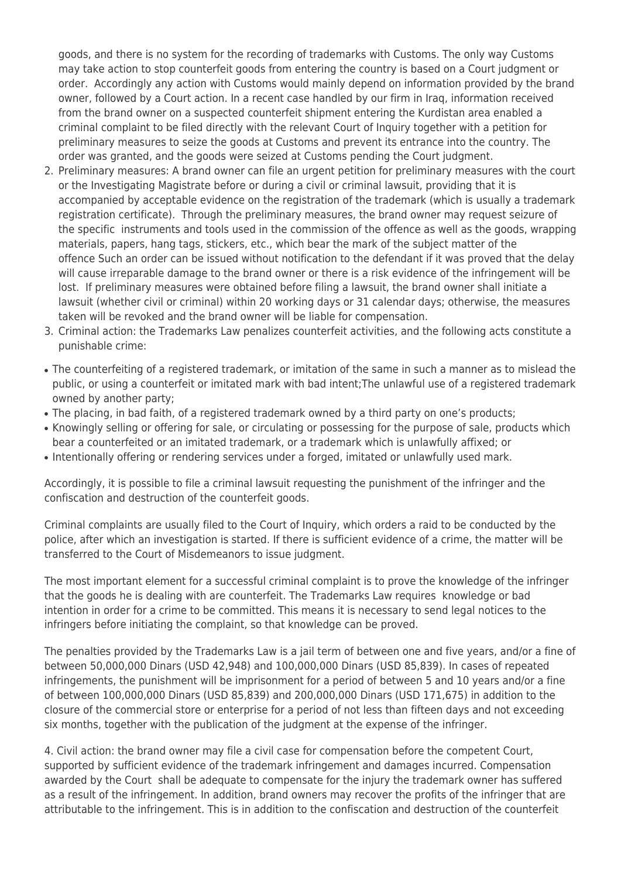goods, and there is no system for the recording of trademarks with Customs. The only way Customs may take action to stop counterfeit goods from entering the country is based on a Court judgment or order. Accordingly any action with Customs would mainly depend on information provided by the brand owner, followed by a Court action. In a recent case handled by our firm in Iraq, information received from the brand owner on a suspected counterfeit shipment entering the Kurdistan area enabled a criminal complaint to be filed directly with the relevant Court of Inquiry together with a petition for preliminary measures to seize the goods at Customs and prevent its entrance into the country. The order was granted, and the goods were seized at Customs pending the Court judgment.

2. Preliminary measures: A brand owner can file an urgent petition for preliminary measures with the court or the Investigating Magistrate before or during a civil or criminal lawsuit, providing that it is accompanied by acceptable evidence on the registration of the trademark (which is usually a trademark registration certificate). Through the preliminary measures, the brand owner may request seizure of the specific instruments and tools used in the commission of the offence as well as the goods, wrapping materials, papers, hang tags, stickers, etc., which bear the mark of the subject matter of the offence Such an order can be issued without notification to the defendant if it was proved that the delay will cause irreparable damage to the brand owner or there is a risk evidence of the infringement will be lost. If preliminary measures were obtained before filing a lawsuit, the brand owner shall initiate a lawsuit (whether civil or criminal) within 20 working days or 31 calendar days; otherwise, the measures taken will be revoked and the brand owner will be liable for compensation.
3. Criminal action: the Trademarks Law penalizes counterfeit activities, and the following acts constitute a punishable crime:

- The counterfeiting of a registered trademark, or imitation of the same in such a manner as to mislead the public, or using a counterfeit or imitated mark with bad intent;The unlawful use of a registered trademark owned by another party;
- The placing, in bad faith, of a registered trademark owned by a third party on one's products;
- Knowingly selling or offering for sale, or circulating or possessing for the purpose of sale, products which bear a counterfeited or an imitated trademark, or a trademark which is unlawfully affixed; or
- Intentionally offering or rendering services under a forged, imitated or unlawfully used mark.

Accordingly, it is possible to file a criminal lawsuit requesting the punishment of the infringer and the confiscation and destruction of the counterfeit goods.

Criminal complaints are usually filed to the Court of Inquiry, which orders a raid to be conducted by the police, after which an investigation is started. If there is sufficient evidence of a crime, the matter will be transferred to the Court of Misdemeanors to issue judgment.

The most important element for a successful criminal complaint is to prove the knowledge of the infringer that the goods he is dealing with are counterfeit. The Trademarks Law requires knowledge or bad intention in order for a crime to be committed. This means it is necessary to send legal notices to the infringers before initiating the complaint, so that knowledge can be proved.

The penalties provided by the Trademarks Law is a jail term of between one and five years, and/or a fine of between 50,000,000 Dinars (USD 42,948) and 100,000,000 Dinars (USD 85,839). In cases of repeated infringements, the punishment will be imprisonment for a period of between 5 and 10 years and/or a fine of between 100,000,000 Dinars (USD 85,839) and 200,000,000 Dinars (USD 171,675) in addition to the closure of the commercial store or enterprise for a period of not less than fifteen days and not exceeding six months, together with the publication of the judgment at the expense of the infringer.

4. Civil action: the brand owner may file a civil case for compensation before the competent Court, supported by sufficient evidence of the trademark infringement and damages incurred. Compensation awarded by the Court shall be adequate to compensate for the injury the trademark owner has suffered as a result of the infringement. In addition, brand owners may recover the profits of the infringer that are attributable to the infringement. This is in addition to the confiscation and destruction of the counterfeit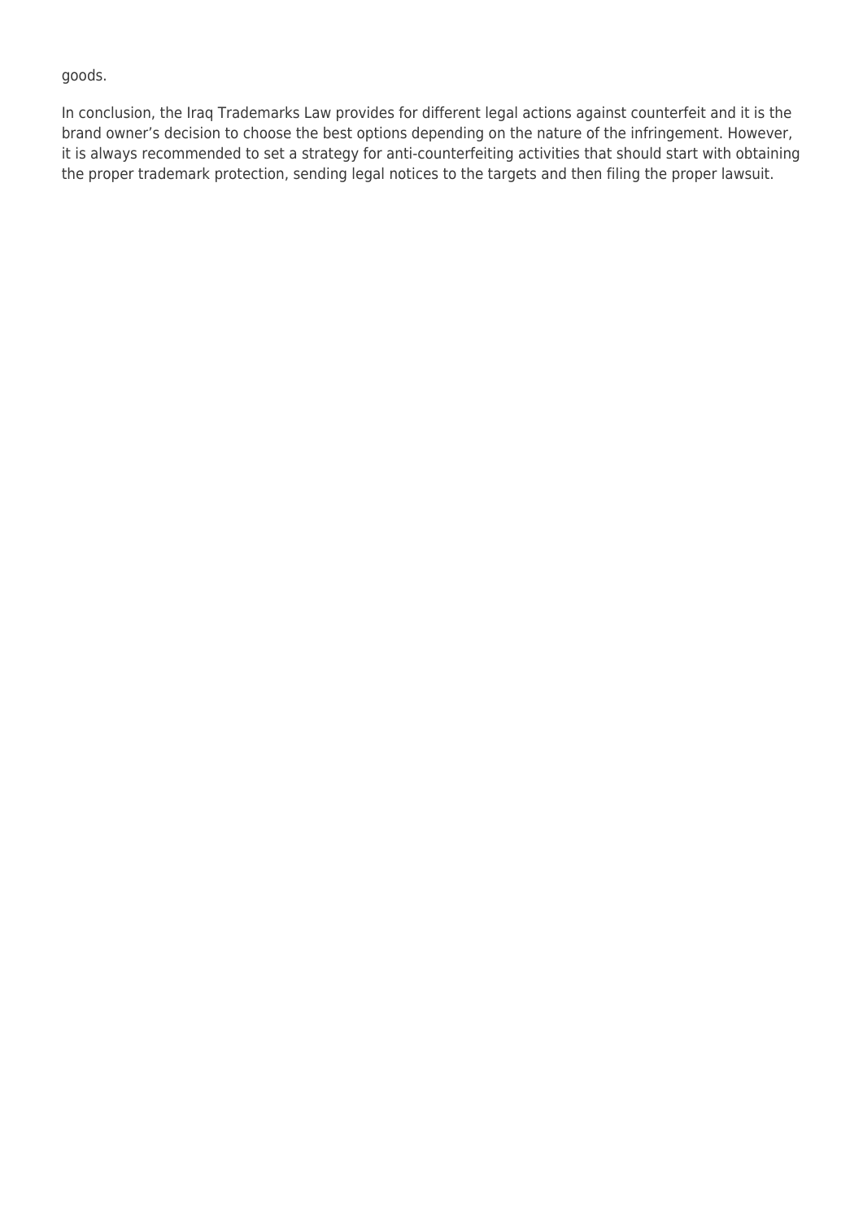goods.

In conclusion, the Iraq Trademarks Law provides for different legal actions against counterfeit and it is the brand owner's decision to choose the best options depending on the nature of the infringement. However, it is always recommended to set a strategy for anti-counterfeiting activities that should start with obtaining the proper trademark protection, sending legal notices to the targets and then filing the proper lawsuit.